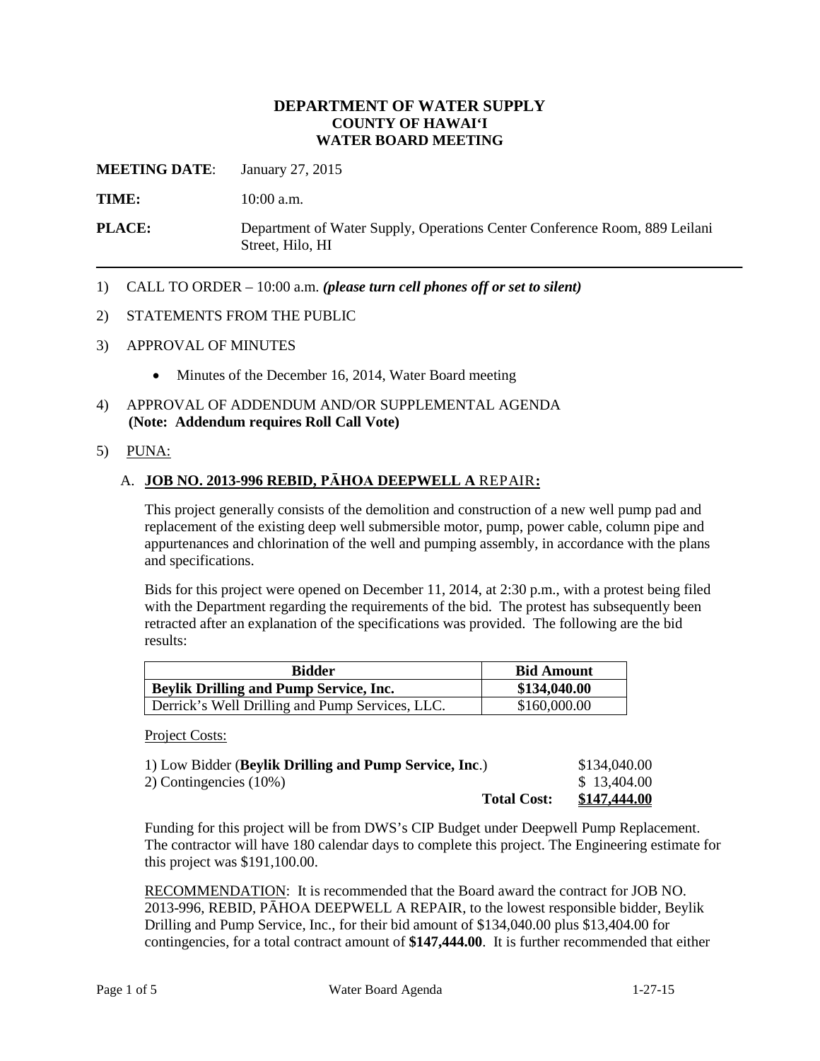# DEPARTMENT OF WATER SUPPLY
## COUNTY OF HAWAIʻI
## WATER BOARD MEETING

**MEETING DATE**: January 27, 2015

**TIME:** 10:00 a.m.

**PLACE:** Department of Water Supply, Operations Center Conference Room, 889 Leilani Street, Hilo, HI

---

1) CALL TO ORDER – 10:00 a.m. ***(please turn cell phones off or set to silent)***

2) STATEMENTS FROM THE PUBLIC

3) APPROVAL OF MINUTES

- Minutes of the December 16, 2014, Water Board meeting

4) APPROVAL OF ADDENDUM AND/OR SUPPLEMENTAL AGENDA
**(Note: Addendum requires Roll Call Vote)**

5) PUNA:

A. **JOB NO. 2013-996 REBID, PĀHOA DEEPWELL A REPAIR:**

This project generally consists of the demolition and construction of a new well pump pad and replacement of the existing deep well submersible motor, pump, power cable, column pipe and appurtenances and chlorination of the well and pumping assembly, in accordance with the plans and specifications.

Bids for this project were opened on December 11, 2014, at 2:30 p.m., with a protest being filed with the Department regarding the requirements of the bid. The protest has subsequently been retracted after an explanation of the specifications was provided. The following are the bid results:

| Bidder | Bid Amount |
|---|---|
| **Beylik Drilling and Pump Service, Inc.** | **$134,040.00** |
| Derrick's Well Drilling and Pump Services, LLC. | $160,000.00 |

Project Costs:

| | |
|---|---|
| 1) Low Bidder (**Beylik Drilling and Pump Service, Inc**.) | $134,040.00 |
| 2) Contingencies (10%) | $ 13,404.00 |
| **Total Cost:** | **$147,444.00** |

Funding for this project will be from DWS's CIP Budget under Deepwell Pump Replacement. The contractor will have 180 calendar days to complete this project. The Engineering estimate for this project was $191,100.00.

RECOMMENDATION: It is recommended that the Board award the contract for JOB NO. 2013-996, REBID, PĀHOA DEEPWELL A REPAIR, to the lowest responsible bidder, Beylik Drilling and Pump Service, Inc., for their bid amount of $134,040.00 plus $13,404.00 for contingencies, for a total contract amount of **$147,444.00**. It is further recommended that either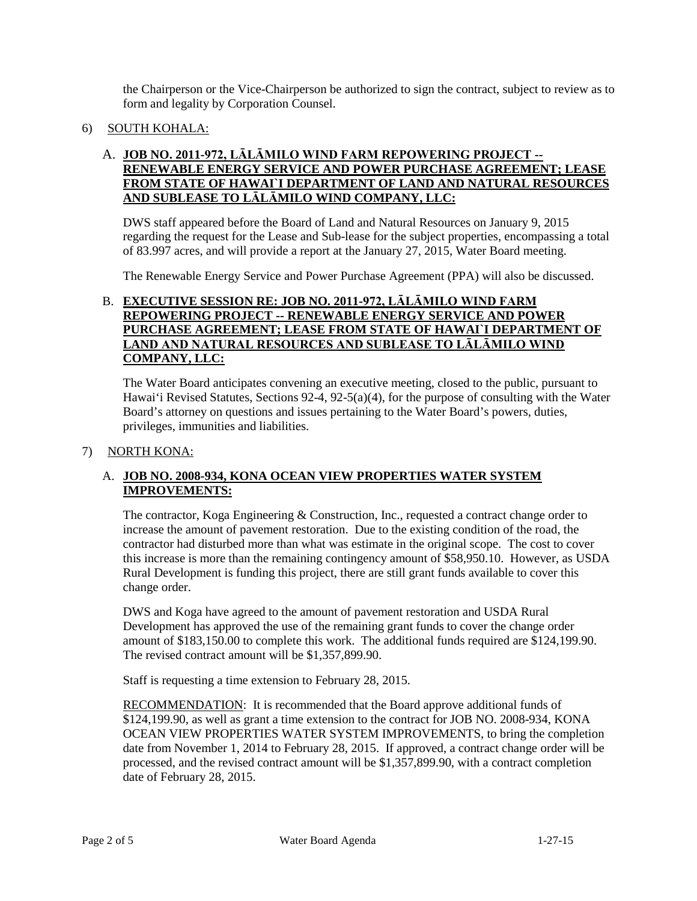the Chairperson or the Vice-Chairperson be authorized to sign the contract, subject to review as to form and legality by Corporation Counsel.

6) SOUTH KOHALA:

A. **JOB NO. 2011-972, LĀLĀMILO WIND FARM REPOWERING PROJECT -- RENEWABLE ENERGY SERVICE AND POWER PURCHASE AGREEMENT; LEASE FROM STATE OF HAWAI`I DEPARTMENT OF LAND AND NATURAL RESOURCES AND SUBLEASE TO LĀLĀMILO WIND COMPANY, LLC:**

DWS staff appeared before the Board of Land and Natural Resources on January 9, 2015 regarding the request for the Lease and Sub-lease for the subject properties, encompassing a total of 83.997 acres, and will provide a report at the January 27, 2015, Water Board meeting.

The Renewable Energy Service and Power Purchase Agreement (PPA) will also be discussed.

B. **EXECUTIVE SESSION RE: JOB NO. 2011-972, LĀLĀMILO WIND FARM REPOWERING PROJECT -- RENEWABLE ENERGY SERVICE AND POWER PURCHASE AGREEMENT; LEASE FROM STATE OF HAWAI`I DEPARTMENT OF LAND AND NATURAL RESOURCES AND SUBLEASE TO LĀLĀMILO WIND COMPANY, LLC:**

The Water Board anticipates convening an executive meeting, closed to the public, pursuant to Hawai'i Revised Statutes, Sections 92-4, 92-5(a)(4), for the purpose of consulting with the Water Board's attorney on questions and issues pertaining to the Water Board's powers, duties, privileges, immunities and liabilities.

7) NORTH KONA:

A. **JOB NO. 2008-934, KONA OCEAN VIEW PROPERTIES WATER SYSTEM IMPROVEMENTS:**

The contractor, Koga Engineering & Construction, Inc., requested a contract change order to increase the amount of pavement restoration. Due to the existing condition of the road, the contractor had disturbed more than what was estimate in the original scope. The cost to cover this increase is more than the remaining contingency amount of $58,950.10. However, as USDA Rural Development is funding this project, there are still grant funds available to cover this change order.

DWS and Koga have agreed to the amount of pavement restoration and USDA Rural Development has approved the use of the remaining grant funds to cover the change order amount of $183,150.00 to complete this work. The additional funds required are $124,199.90. The revised contract amount will be $1,357,899.90.

Staff is requesting a time extension to February 28, 2015.

RECOMMENDATION: It is recommended that the Board approve additional funds of $124,199.90, as well as grant a time extension to the contract for JOB NO. 2008-934, KONA OCEAN VIEW PROPERTIES WATER SYSTEM IMPROVEMENTS, to bring the completion date from November 1, 2014 to February 28, 2015. If approved, a contract change order will be processed, and the revised contract amount will be $1,357,899.90, with a contract completion date of February 28, 2015.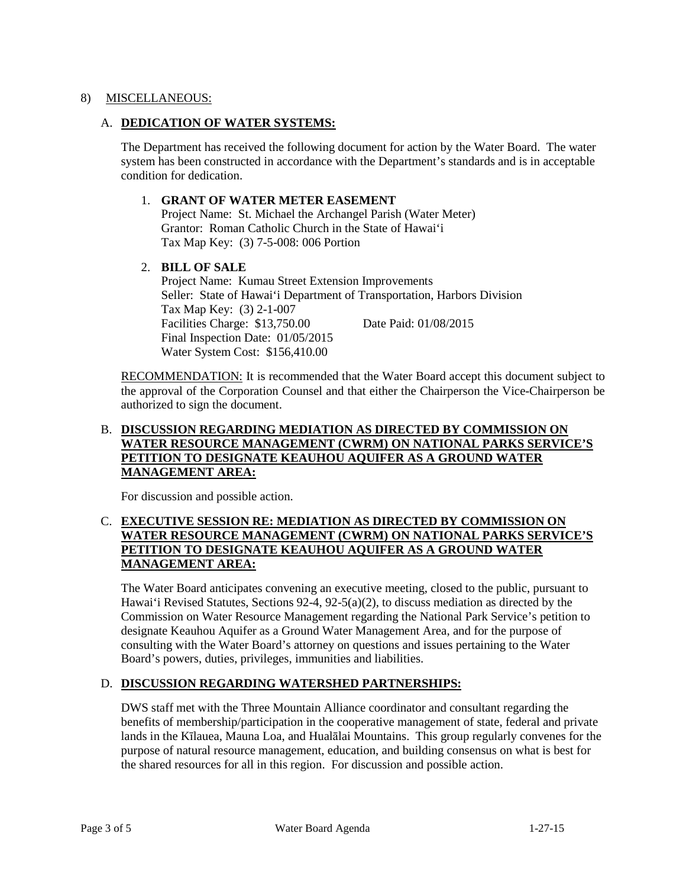8) MISCELLANEOUS:

A. **DEDICATION OF WATER SYSTEMS:**

The Department has received the following document for action by the Water Board. The water system has been constructed in accordance with the Department's standards and is in acceptable condition for dedication.

1. **GRANT OF WATER METER EASEMENT**
   Project Name: St. Michael the Archangel Parish (Water Meter)
   Grantor: Roman Catholic Church in the State of Hawai'i
   Tax Map Key: (3) 7-5-008: 006 Portion

2. **BILL OF SALE**
   Project Name: Kumau Street Extension Improvements
   Seller: State of Hawai'i Department of Transportation, Harbors Division
   Tax Map Key: (3) 2-1-007
   Facilities Charge: $13,750.00 Date Paid: 01/08/2015
   Final Inspection Date: 01/05/2015
   Water System Cost: $156,410.00

RECOMMENDATION: It is recommended that the Water Board accept this document subject to the approval of the Corporation Counsel and that either the Chairperson the Vice-Chairperson be authorized to sign the document.

B. **DISCUSSION REGARDING MEDIATION AS DIRECTED BY COMMISSION ON WATER RESOURCE MANAGEMENT (CWRM) ON NATIONAL PARKS SERVICE'S PETITION TO DESIGNATE KEAUHOU AQUIFER AS A GROUND WATER MANAGEMENT AREA:**

For discussion and possible action.

C. **EXECUTIVE SESSION RE: MEDIATION AS DIRECTED BY COMMISSION ON WATER RESOURCE MANAGEMENT (CWRM) ON NATIONAL PARKS SERVICE'S PETITION TO DESIGNATE KEAUHOU AQUIFER AS A GROUND WATER MANAGEMENT AREA:**

The Water Board anticipates convening an executive meeting, closed to the public, pursuant to Hawai'i Revised Statutes, Sections 92-4, 92-5(a)(2), to discuss mediation as directed by the Commission on Water Resource Management regarding the National Park Service's petition to designate Keauhou Aquifer as a Ground Water Management Area, and for the purpose of consulting with the Water Board's attorney on questions and issues pertaining to the Water Board's powers, duties, privileges, immunities and liabilities.

D. **DISCUSSION REGARDING WATERSHED PARTNERSHIPS:**

DWS staff met with the Three Mountain Alliance coordinator and consultant regarding the benefits of membership/participation in the cooperative management of state, federal and private lands in the Kīlauea, Mauna Loa, and Hualālai Mountains. This group regularly convenes for the purpose of natural resource management, education, and building consensus on what is best for the shared resources for all in this region. For discussion and possible action.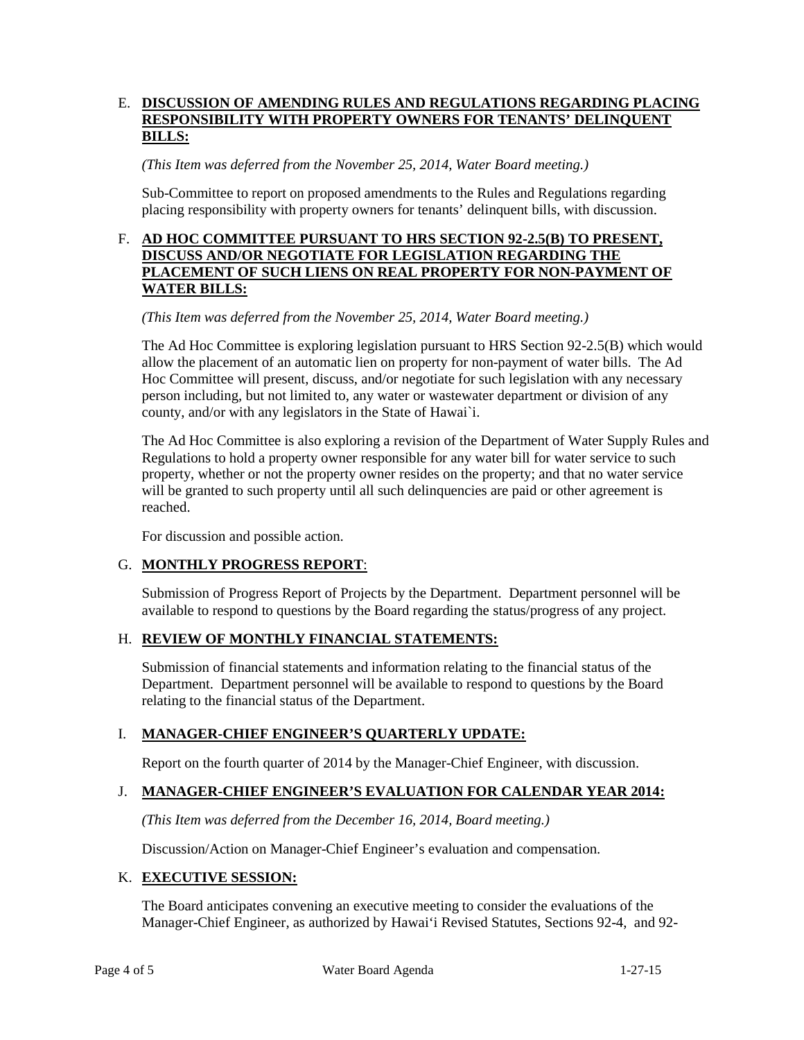E. **DISCUSSION OF AMENDING RULES AND REGULATIONS REGARDING PLACING RESPONSIBILITY WITH PROPERTY OWNERS FOR TENANTS' DELINQUENT BILLS:**

*(This Item was deferred from the November 25, 2014, Water Board meeting.)*

Sub-Committee to report on proposed amendments to the Rules and Regulations regarding placing responsibility with property owners for tenants' delinquent bills, with discussion.

F. **AD HOC COMMITTEE PURSUANT TO HRS SECTION 92-2.5(B) TO PRESENT, DISCUSS AND/OR NEGOTIATE FOR LEGISLATION REGARDING THE PLACEMENT OF SUCH LIENS ON REAL PROPERTY FOR NON-PAYMENT OF WATER BILLS:**

*(This Item was deferred from the November 25, 2014, Water Board meeting.)*

The Ad Hoc Committee is exploring legislation pursuant to HRS Section 92-2.5(B) which would allow the placement of an automatic lien on property for non-payment of water bills. The Ad Hoc Committee will present, discuss, and/or negotiate for such legislation with any necessary person including, but not limited to, any water or wastewater department or division of any county, and/or with any legislators in the State of Hawai`i.

The Ad Hoc Committee is also exploring a revision of the Department of Water Supply Rules and Regulations to hold a property owner responsible for any water bill for water service to such property, whether or not the property owner resides on the property; and that no water service will be granted to such property until all such delinquencies are paid or other agreement is reached.

For discussion and possible action.

G. **MONTHLY PROGRESS REPORT**:

Submission of Progress Report of Projects by the Department. Department personnel will be available to respond to questions by the Board regarding the status/progress of any project.

H. **REVIEW OF MONTHLY FINANCIAL STATEMENTS:**

Submission of financial statements and information relating to the financial status of the Department. Department personnel will be available to respond to questions by the Board relating to the financial status of the Department.

I. **MANAGER-CHIEF ENGINEER'S QUARTERLY UPDATE:**

Report on the fourth quarter of 2014 by the Manager-Chief Engineer, with discussion.

J. **MANAGER-CHIEF ENGINEER'S EVALUATION FOR CALENDAR YEAR 2014:**

*(This Item was deferred from the December 16, 2014, Board meeting.)*

Discussion/Action on Manager-Chief Engineer's evaluation and compensation.

K. **EXECUTIVE SESSION:**

The Board anticipates convening an executive meeting to consider the evaluations of the Manager-Chief Engineer, as authorized by Hawai'i Revised Statutes, Sections 92-4, and 92-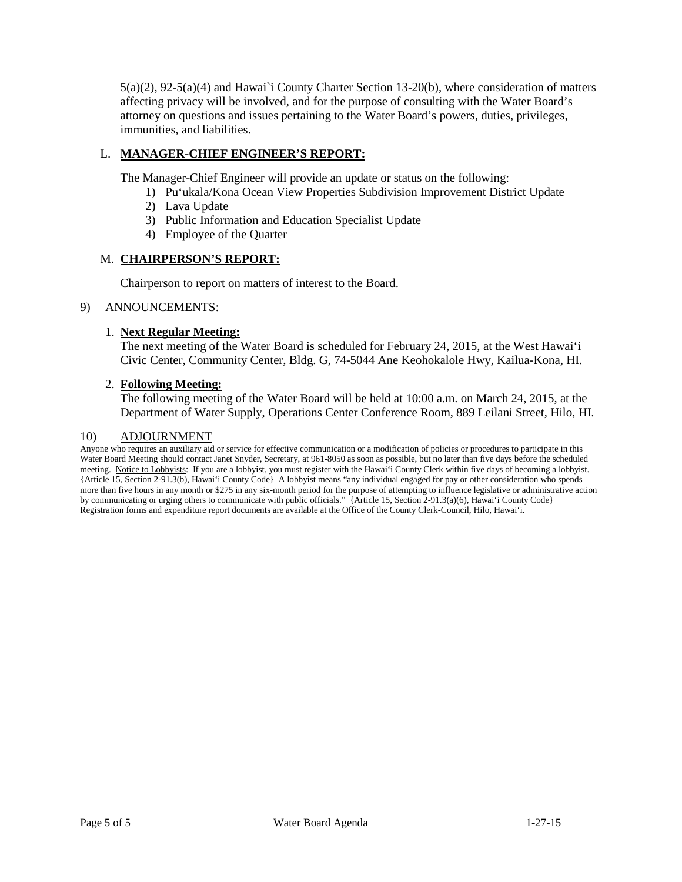5(a)(2), 92-5(a)(4) and Hawai`i County Charter Section 13-20(b), where consideration of matters affecting privacy will be involved, and for the purpose of consulting with the Water Board's attorney on questions and issues pertaining to the Water Board's powers, duties, privileges, immunities, and liabilities.

L. **MANAGER-CHIEF ENGINEER'S REPORT:**

The Manager-Chief Engineer will provide an update or status on the following:

1) Pu'ukala/Kona Ocean View Properties Subdivision Improvement District Update
2) Lava Update
3) Public Information and Education Specialist Update
4) Employee of the Quarter

M. **CHAIRPERSON'S REPORT:**

Chairperson to report on matters of interest to the Board.

9) ANNOUNCEMENTS:

1. **Next Regular Meeting:**
The next meeting of the Water Board is scheduled for February 24, 2015, at the West Hawai'i Civic Center, Community Center, Bldg. G, 74-5044 Ane Keohokalole Hwy, Kailua-Kona, HI.

2. **Following Meeting:**
The following meeting of the Water Board will be held at 10:00 a.m. on March 24, 2015, at the Department of Water Supply, Operations Center Conference Room, 889 Leilani Street, Hilo, HI.

10) ADJOURNMENT

Anyone who requires an auxiliary aid or service for effective communication or a modification of policies or procedures to participate in this Water Board Meeting should contact Janet Snyder, Secretary, at 961-8050 as soon as possible, but no later than five days before the scheduled meeting. Notice to Lobbyists: If you are a lobbyist, you must register with the Hawai'i County Clerk within five days of becoming a lobbyist. {Article 15, Section 2-91.3(b), Hawai'i County Code} A lobbyist means "any individual engaged for pay or other consideration who spends more than five hours in any month or $275 in any six-month period for the purpose of attempting to influence legislative or administrative action by communicating or urging others to communicate with public officials." {Article 15, Section 2-91.3(a)(6), Hawai'i County Code} Registration forms and expenditure report documents are available at the Office of the County Clerk-Council, Hilo, Hawai'i.